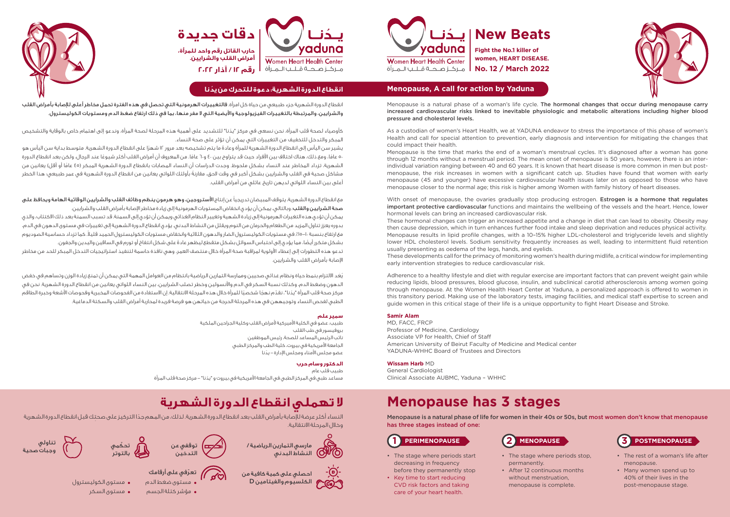# New Beats

**Fight the No.1 killer of women, HEART DISEASE.**

**No. 12 / March 2022**

yaduna
Women Heart Health Center

## Menopause, A call for action by Yaduna

Menopause is a natural phase of a woman's life cycle. **The hormonal changes that occur during menopause carry increased cardiovascular risks linked to inevitable physiologic and metabolic alterations including higher blood pressure and cholesterol levels.**

As a custodian of women's Heart Health, we at YADUNA endeavor to stress the importance of this phase of women's Health and call for special attention to prevention, early diagnosis and intervention for mitigating the changes that could impact their health.

Menopause is the time that marks the end of a woman's menstrual cycles. It's diagnosed after a woman has gone through 12 months without a menstrual period. The mean onset of menopause is 50 years, however, there is an inter-individual variation ranging between 40 and 60 years. It is known that heart disease is more common in men but post-menopause, the risk increases in women with a significant catch up. Studies have found that women with early menopause (45 and younger) have excessive cardiovascular health issues later on as opposed to those who have menopause closer to the normal age; this risk is higher among Women with family history of heart diseases.

With onset of menopause, the ovaries gradually stop producing estrogen. **Estrogen is a hormone that regulates important protective cardiovascular** functions and maintains the wellbeing of the vessels and the heart. Hence, lower hormonal levels can bring an increased cardiovascular risk.

These hormonal changes can trigger an increased appetite and a change in diet that can lead to obesity. Obesity may then cause depression, which in turn enhances further food intake and sleep deprivation and reduces physical activity. Menopause results in lipid profile changes, with a 10–15% higher LDL-cholesterol and triglyceride levels and slightly lower HDL cholesterol levels. Sodium sensitivity frequently increases as well, leading to intermittent fluid retention usually presenting as oedema of the legs, hands, and eyelids.

These developments call for the primacy of monitoring women's health during midlife, a critical window for implementing early intervention strategies to reduce cardiovascular risk.

Adherence to a healthy lifestyle and diet with regular exercise are important factors that can prevent weight gain while reducing lipids, blood pressures, blood glucose, insulin, and subclinical carotid atherosclerosis among women going through menopause. At the Women Health Heart Center at Yaduna, a personalized approach is offered to women in this transitory period. Making use of the laboratory tests, imaging facilities, and medical staff expertise to screen and guide women in this critical stage of their life is a unique opportunity to fight Heart Disease and Stroke.

**Samir Alam**
MD, FACC, FRCP
Professor of Medicine, Cardiology
Associate VP for Health, Chief of Staff
American University of Beirut Faculty of Medicine and Medical center
YADUNA-WHHC Board of Trustees and Directors

**Wissam Harb** MD
General Cardiologist
Clinical Associate AUBMC, Yaduna – WHHC

# Menopause has 3 stages

**Menopause is a natural phase of life for women in their 40s or 50s, but most women don't know that menopause has three stages instead of one:**

### 1 PERIMENOPAUSE

- The stage where periods start decreasing in frequency before they permanently stop
- Key time to start reducing CVD risk factors and taking care of your heart health.

### 2 MENOPAUSE

- The stage where periods stop, permanently.
- After 12 continuous months without menstruation, menopause is complete.

### 3 POSTMENOPAUSE

- The rest of a woman's life after menopause.
- Many women spend up to 40% of their lives in the post-menopause stage.

# دقات جديدة

**حارب القاتل رقم واحد للمرأة، أمراض القلب والشرايين.**

**رقم ١٢ / آذار ٢٠٢٢**

يـدُنـا
مـركـز صـحـة قـلـب الـمـرأة

## انقطاع الدورة الشهرية: دعوة للتحرك من يدُنا

انقطاع الدورة الشهرية جزء طبيعي من حياة كل امرأة. **فالتغييرات الهرمونية التي تحصل في هذه الفترة تحمل مخاطر أعلى للإصابة بأمراض القلب والشرايين، والمرتبطة بالتغييرات الفيزيولوجية والأيضية التي لا مفر منها، بما في ذلك ارتفاع ضغط الدم ومستويات الكوليسترول.**

كأوصياء لصحة قلب المرأة، نحن نسعى في مركز "يدُنا" للتشديد على أهمية هذه المرحلة لصحة المرأة، وندعو إلى اهتمام خاص بالوقاية والتشخيص المبكر والتدخل للتخفيف من التغييرات التي يمكن أن تؤثر على صحة النساء.

يشير سن اليأس إلى انقطاع الدورة الشهرية للمرأة وعادةً ما يتم تشخيصه بعد مرور ١٢ شهرًا على انقطاع الدورة الشهرية. متوسط بداية سن اليأس هو ٥٠ عامًا، ومع ذلك، هناك اختلاف بين الأفراد حيث قد يتراوح بين ٤٠ و٦٠ عامًا. من المعروف أن أمراض القلب أكثر شيوعًا عند الرجال، ولكن بعد انقطاع الدورة الشهرية، تزداد المخاطر عند النساء بشكل ملحوظ. وجدت الدراسات أن النساء المصابات بانقطاع الدورة الشهرية المبكر (٤٥ عامًا أو أقل) يعانين من مشاكل صحية في القلب والشرايين بشكل أكبر في وقت لاحق، مقارنةً بأولئك اللواتي يعانين من انقطاع الدورة الشهرية في عمر طبيعي؛ هذا الخطر أعلى بين النساء اللواتي لديهن تاريخ عائلي من أمراض القلب.

مع انقطاع الدورة الشهرية، يتوقف المبيضان تدريجياً عن إنتاج **الأستروجين، وهو هرمون ينظم وظائف القلب والشرايين الوقائية الهامة ويحافظ على صحة الشرايين والقلب**. وبالتالي، يمكن أن يؤدي انخفاض المستويات الهرمونية إلى زيادة مخاطر الإصابة بأمراض القلب والشرايين.

يمكن أن تؤدي هذه التغيرات الهرمونية إلى زيادة الشهية وتغيير النظام الغذائي ويمكن أن تؤدي إلى السمنة. قد تسبب السمنة بعد ذلك الاكتئاب، والذي بدوره يعزز تناول المزيد من الطعام والحرمان من النوم ويقلل من النشاط البدني. يؤدي انقطاع الدورة الشهرية إلى تغييرات في مستوى الدهون في الدم، مع ارتفاع بنسبة ١٠–١٥٪ في مستويات الكوليسترول الضار والدهون الثلاثية وانخفاض مستويات الكوليسترول الحميد قليلاً. كما تزداد حساسية الصوديوم بشكل متكرر أيضًا، مما يؤدي إلى احتباس السوائل بشكل متقطع ليظهر عادةً على شكل انتفاخ أو تورم في الساقين واليدين والجفون.

تدعو هذه التطورات إلى إعطاء الأولوية لمراقبة صحة المرأة خلال منتصف العمر، وهي نافذة حاسمة لتنفيذ استراتيجيات التدخل المبكر للحد من مخاطر الإصابة بأمراض القلب والشرايين.

يُعد الالتزام بنمط حياة ونظام غذائي صحيين وممارسة التمارين الرياضية بانتظام من العوامل المهمة التي يمكن أن تمنع زيادة الوزن وتساهم في خفض الدهون وضغط الدم، وكذلك نسبة السكر في الدم والأنسولين وخطر تصلب الشرايين، بين النساء اللواتي يعانين من انقطاع الدورة الشهرية. نحن في مركز صحة قلب المرأة "يدُنا"، نقدّم نهجًا شخصيًا للمرأة خلال هذه المرحلة الانتقالية. إن الاستفادة من الفحوصات المخبرية وفحوصات الأشعة وخبرة الطاقم الطبي لفحص النساء وتوجيههن في هذه المرحلة الحرجة من حياتهن هو فرصة فريدة لمحاربة أمراض القلب والسكتة الدماغية.

**سمير علم**
طبيب، عضو في الكلية الأميركية لأمراض القلب وكلية الجراحين الملكية
بروفيسور في طب القلب
نائب الرئيس المساعد للصحة، رئيس الموظفين
الجامعة الأميركية في بيروت، كلية الطب والمركز الطبي
عضو مجلس الأمناء ومجلس الإدارة – يدُنا

**الدكتور وسام حرب**
طبيب قلب عام
مساعد طبي في المركز الطبي في الجامعة الأميركية في بيروت و "يدُنا" – مركز صحة قلب المرأة

# لا تهملي انقطاع الدورة الشهرية

النساء أكثر عرضة للإصابة بأمراض القلب بعد انقطاع الدورة الشهرية. لذلك، من المهم جدًا التركيز على صحتك قبل انقطاع الدورة الشهرية وخلال المرحلة الانتقالية.

- **مارسي التمارين الرياضية / النشاط البدني**
- **توقفي عن التدخين**
- **تحكّمي بالتوتر**
- **تناولي وجبات صحية**
- **احصلي على كمية كافية من الكلسيوم والفيتامين D**
- **تعرّفي على أرقامك**
  - مستوى ضغط الدم
  - مؤشر كتلة الجسم
  - مستوى الكوليسترول
  - مستوى السكر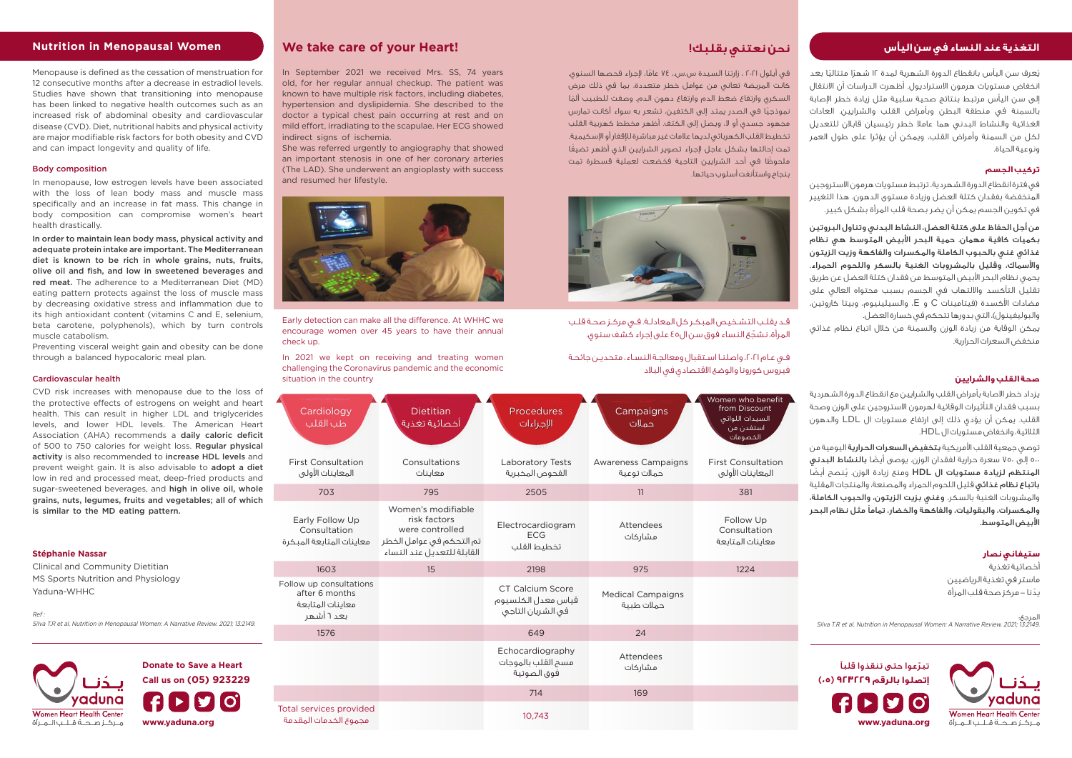## Nutrition in Menopausal Women

Menopause is defined as the cessation of menstruation for 12 consecutive months after a decrease in estradiol levels. Studies have shown that transitioning into menopause has been linked to negative health outcomes such as an increased risk of abdominal obesity and cardiovascular disease (CVD). Diet, nutritional habits and physical activity are major modifiable risk factors for both obesity and CVD and can impact longevity and quality of life.

### Body composition

In menopause, low estrogen levels have been associated with the loss of lean body mass and muscle mass specifically and an increase in fat mass. This change in body composition can compromise women's heart health drastically.

**In order to maintain lean body mass, physical activity and adequate protein intake are important. The Mediterranean diet is known to be rich in whole grains, nuts, fruits, olive oil and fish, and low in sweetened beverages and red meat.** The adherence to a Mediterranean Diet (MD) eating pattern protects against the loss of muscle mass by decreasing oxidative stress and inflammation due to its high antioxidant content (vitamins C and E, selenium, beta carotene, polyphenols), which by turn controls muscle catabolism.

Preventing visceral weight gain and obesity can be done through a balanced hypocaloric meal plan.

### Cardiovascular health

CVD risk increases with menopause due to the loss of the protective effects of estrogens on weight and heart health. This can result in higher LDL and triglycerides levels, and lower HDL levels. The American Heart Association (AHA) recommends a **daily caloric deficit** of 500 to 750 calories for weight loss. **Regular physical activity** is also recommended to **increase HDL levels** and prevent weight gain. It is also advisable to **adopt a diet** low in red and processed meat, deep-fried products and sugar-sweetened beverages, and **high in olive oil, whole grains, nuts, legumes, fruits and vegetables; all of which is similar to the MD eating pattern.**

**Stéphanie Nassar**
Clinical and Community Dietitian
MS Sports Nutrition and Physiology
Yaduna-WHHC

*Ref :*
*Silva T.R et al. Nutrition in Menopausal Women: A Narrative Review. 2021; 13:2149.*

yaduna
Women Heart Health Center
مـركـز صـحـة قـلـب الـمـرأة

**Donate to Save a Heart**
**Call us on (05) 923229**
**www.yaduna.org**

## We take care of your Heart!

In September 2021 we received Mrs. SS, 74 years old, for her regular annual checkup. The patient was known to have multiple risk factors, including diabetes, hypertension and dyslipidemia. She described to the doctor a typical chest pain occurring at rest and on mild effort, irradiating to the scapulae. Her ECG showed indirect signs of ischemia.

She was referred urgently to angiography that showed an important stenosis in one of her coronary arteries (The LAD). She underwent an angioplasty with success and resumed her lifestyle.

Early detection can make all the difference. At WHHC we encourage women over 45 years to have their annual check up.

In 2021 we kept on receiving and treating women challenging the Coronavirus pandemic and the economic situation in the country

## نحن نعتني بقلبك!

في أيلول ٢٠٢١، زارتنا السيدة س.س، ٧٤ عامًا، لإجراء فحصها السنوي. كانت المريضة تعاني من عوامل خطر متعددة، بما في ذلك مرض السكري وارتفاع ضغط الدم وارتفاع دهون الدم. وصفت للطبيب ألمًا نموذجيًا في الصدر يمتد إلى الكتفين، تشعر به سواء أكانت تمارس مجهود جسدي أو لا، ويصل إلى الكتف. أظهر مخطط كهربية القلب تخطيط القلب الكهربائي لديها علامات غير مباشرة للإقفار أو الإسكيمية.

تمت إحالتها بشكل عاجل لإجراء تصوير الشرايين الذي أظهر تضيقًا ملحوظًا في أحد الشرايين التاجية فخضعت لعملية قسطرة تمت بنجاح واستأنفت أسلوب حياتها.

قد يقلب التشخيص المبكر كل المعادلة. في مركز صحة قلب المرأة، نشجّع النساء فوق سن ال٤٥ على إجراء كشف سنوي.

في عام ٢٠٢١، واصلنا استقبال ومعالجة النساء، متحدين جائحة فيروس كورونا والوضع الاقتصادي في البلاد

| Cardiology طب القلب | | Dietitian أخصائية تغذية | | Procedures الإجراءات | | Campaigns حملات | | Women who benefit from Discount السيدات اللواتي استفدن من الخصومات | |
|---|---|---|---|---|---|---|---|---|---|
| First Consultation المعاينات الأولى | 703 | Consultations معاينات | 795 | Laboratory Tests الفحوص المخبرية | 2505 | Awareness Campaigns حملات توعية | 11 | First Consultation المعاينات الأولى | 381 |
| Early Follow Up Consultation معاينات المتابعة المبكرة | 1603 | Women's modifiable risk factors were controlled تم التحكم في عوامل الخطر القابلة للتعديل عند النساء | 15 | Electrocardiogram ECG تخطيط القلب | 2198 | Attendees مشاركات | 975 | Follow Up Consultation معاينات المتابعة | 1224 |
| Follow up consultations after 6 months معاينات المتابعة بعد ٦ أشهر | 1576 | | | CT Calcium Score قياس معدل الكلسيوم في الشريان التاجي | 649 | Medical Campaigns حملات طبية | 24 | | |
| | | | | Echocardiography مسح القلب بالموجات فوق الصوتية | 714 | Attendees مشاركات | 169 | | |
| Total services provided مجموع الخدمات المقدمة | | | | | 10,743 | | | | |

## التغذية عند النساء في سن اليأس

يُعرف سن اليأس بانقطاع الدورة الشهرية لمدة ١٢ شهرًا متتاليًا بعد انخفاض مستويات هرمون الاستراديول. أظهرت الدراسات أن الانتقال إلى سن اليأس مرتبط بنتائج صحية سلبية مثل زيادة خطر الإصابة بالسمنة في منطقة البطن وبأمراض القلب والشرايين. العادات الغذائية والنشاط البدني هما عاملا خطر رئيسيان قابلان للتعديل لكل من السمنة وأمراض القلب، ويمكن أن يؤثرا على طول العمر ونوعية الحياة.

### تركيب الجسم

في فترة انقطاع الدورة الشهرية، ترتبط مستويات هرمون الاستروجين المنخفضة بفقدان كتلة العضل وزيادة مستوى الدهون. هذا التغيير في تكوين الجسم يمكن أن يضر بصحة قلب المرأة بشكل كبير.

**من أجل الحفاظ على كتلة العضل، النشاط البدني وتناول البروتين بكميات كافية مهمان. حمية البحر الأبيض المتوسط هي نظام غذائي غني بالحبوب الكاملة والمكسرات والفاكهة وزيت الزيتون والأسماك، وقليل بالمشروبات الغنية بالسكر واللحوم الحمراء.** يحمي نظام البحر الأبيض المتوسط من فقدان كتلة العضل عن طريق تقليل التأكسد والالتهاب في الجسم بسبب محتواه العالي على مضادات الأكسدة (فيتامينات C و E، والسيلينيوم، وبيتا كاروتين، والبوليفينول)، التي بدورها تتحكم في خسارة العضل.

يمكن الوقاية من زيادة الوزن والسمنة من خلال اتباع نظام غذائي منخفض السعرات الحرارية.

### صحة القلب والشرايين

يزداد خطر الإصابة بأمراض القلب والشرايين مع انقطاع الدورة الشهرية بسبب فقدان التأثيرات الوقائية لهرمون الاستروجين على الوزن وصحة القلب. يمكن أن يؤدي ذلك إلى ارتفاع مستويات ال LDL والدهون الثلاثية، وانخفاض مستويات ال HDL.

توصي جمعية القلب الأمريكية **بتخفيض السعرات الحرارية** اليومية من ٥٠٠ إلى ٧٥٠ سعرة حرارية لفقدان الوزن. يوصى أيضًا **بالنشاط البدني المنتظم لزيادة مستويات ال HDL** ومنع زيادة الوزن. يُنصح أيضًا **باتباع نظام غذائي** قليل اللحوم الحمراء والمصنعة، والمنتجات المقلية والمشروبات الغنية بالسكر، **وغني بزيت الزيتون، والحبوب الكاملة، والمكسرات، والبقوليات، والفاكهة والخضار، تماماً مثل نظام البحر الأبيض المتوسط.**

**ستيفاني نصار**
أخصائية تغذية
ماستر في تغذية الرياضيين
يَدنا – مركز صحة قلب المرأة

المرجع:
*Silva T.R et al. Nutrition in Menopausal Women: A Narrative Review. 2021; 13:2149.*

**تبرّعوا حتى تنقذوا قلبًا**
**إتصلوا بالرقم ٩٢٣٢٢٩ (٠٥)**
**www.yaduna.org**

yaduna
Women Heart Health Center
مـركـز صـحـة قـلـب الـمـرأة